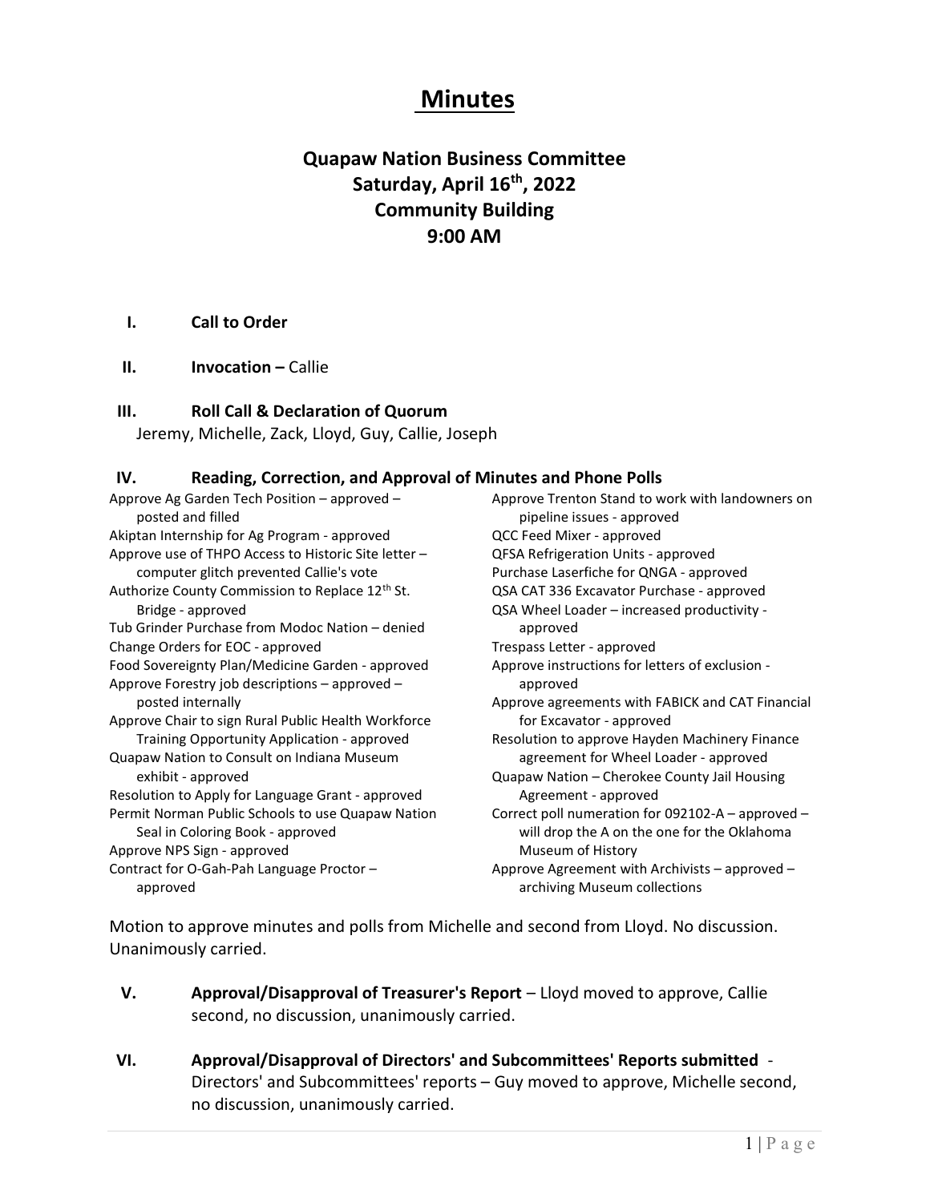# Minutes

## Quapaw Nation Business Committee
## Saturday, April 16th, 2022
## Community Building
## 9:00 AM

**I. Call to Order**

**II. Invocation –** Callie

**III. Roll Call & Declaration of Quorum**

Jeremy, Michelle, Zack, Lloyd, Guy, Callie, Joseph

**IV. Reading, Correction, and Approval of Minutes and Phone Polls**

- Approve Ag Garden Tech Position – approved – posted and filled
- Akiptan Internship for Ag Program - approved
- Approve use of THPO Access to Historic Site letter – computer glitch prevented Callie's vote
- Authorize County Commission to Replace 12th St. Bridge - approved
- Tub Grinder Purchase from Modoc Nation – denied
- Change Orders for EOC - approved
- Food Sovereignty Plan/Medicine Garden - approved
- Approve Forestry job descriptions – approved – posted internally
- Approve Chair to sign Rural Public Health Workforce Training Opportunity Application - approved
- Quapaw Nation to Consult on Indiana Museum exhibit - approved
- Resolution to Apply for Language Grant - approved
- Permit Norman Public Schools to use Quapaw Nation Seal in Coloring Book - approved
- Approve NPS Sign - approved
- Contract for O-Gah-Pah Language Proctor – approved
- Approve Trenton Stand to work with landowners on pipeline issues - approved
- QCC Feed Mixer - approved
- QFSA Refrigeration Units - approved
- Purchase Laserfiche for QNGA - approved
- QSA CAT 336 Excavator Purchase - approved
- QSA Wheel Loader – increased productivity - approved
- Trespass Letter - approved
- Approve instructions for letters of exclusion - approved
- Approve agreements with FABICK and CAT Financial for Excavator - approved
- Resolution to approve Hayden Machinery Finance agreement for Wheel Loader - approved
- Quapaw Nation – Cherokee County Jail Housing Agreement - approved
- Correct poll numeration for 092102-A – approved – will drop the A on the one for the Oklahoma Museum of History
- Approve Agreement with Archivists – approved – archiving Museum collections

Motion to approve minutes and polls from Michelle and second from Lloyd. No discussion. Unanimously carried.

**V. Approval/Disapproval of Treasurer's Report** – Lloyd moved to approve, Callie second, no discussion, unanimously carried.

**VI. Approval/Disapproval of Directors' and Subcommittees' Reports submitted** - Directors' and Subcommittees' reports – Guy moved to approve, Michelle second, no discussion, unanimously carried.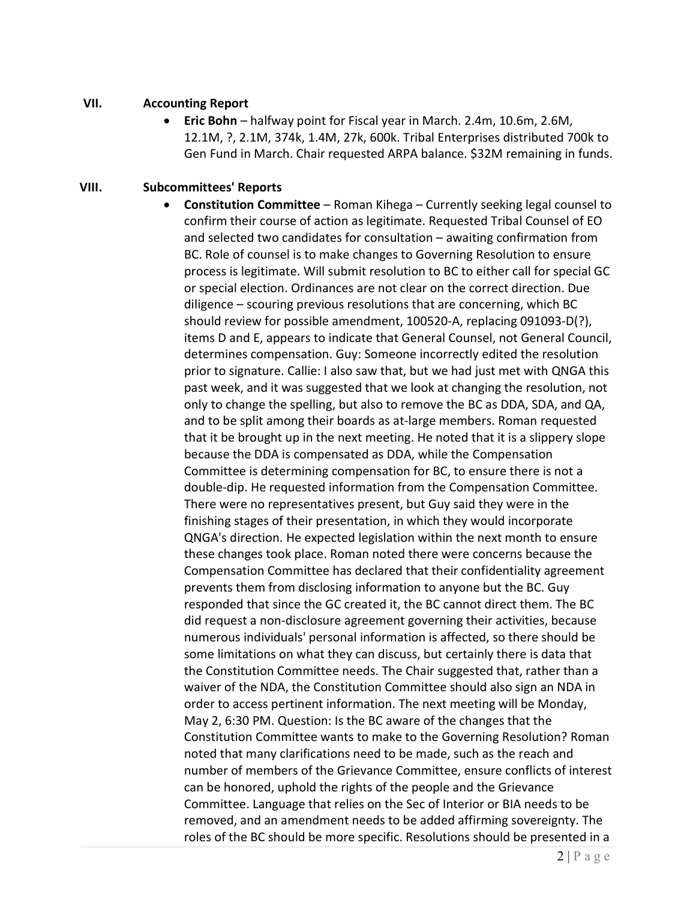## VII. Accounting Report

- **Eric Bohn** – halfway point for Fiscal year in March. 2.4m, 10.6m, 2.6M, 12.1M, ?, 2.1M, 374k, 1.4M, 27k, 600k. Tribal Enterprises distributed 700k to Gen Fund in March. Chair requested ARPA balance. $32M remaining in funds.

## VIII. Subcommittees' Reports

- **Constitution Committee** – Roman Kihega – Currently seeking legal counsel to confirm their course of action as legitimate. Requested Tribal Counsel of EO and selected two candidates for consultation – awaiting confirmation from BC. Role of counsel is to make changes to Governing Resolution to ensure process is legitimate. Will submit resolution to BC to either call for special GC or special election. Ordinances are not clear on the correct direction. Due diligence – scouring previous resolutions that are concerning, which BC should review for possible amendment, 100520-A, replacing 091093-D(?), items D and E, appears to indicate that General Counsel, not General Council, determines compensation. Guy: Someone incorrectly edited the resolution prior to signature. Callie: I also saw that, but we had just met with QNGA this past week, and it was suggested that we look at changing the resolution, not only to change the spelling, but also to remove the BC as DDA, SDA, and QA, and to be split among their boards as at-large members. Roman requested that it be brought up in the next meeting. He noted that it is a slippery slope because the DDA is compensated as DDA, while the Compensation Committee is determining compensation for BC, to ensure there is not a double-dip. He requested information from the Compensation Committee. There were no representatives present, but Guy said they were in the finishing stages of their presentation, in which they would incorporate QNGA's direction. He expected legislation within the next month to ensure these changes took place. Roman noted there were concerns because the Compensation Committee has declared that their confidentiality agreement prevents them from disclosing information to anyone but the BC. Guy responded that since the GC created it, the BC cannot direct them. The BC did request a non-disclosure agreement governing their activities, because numerous individuals' personal information is affected, so there should be some limitations on what they can discuss, but certainly there is data that the Constitution Committee needs. The Chair suggested that, rather than a waiver of the NDA, the Constitution Committee should also sign an NDA in order to access pertinent information. The next meeting will be Monday, May 2, 6:30 PM. Question: Is the BC aware of the changes that the Constitution Committee wants to make to the Governing Resolution? Roman noted that many clarifications need to be made, such as the reach and number of members of the Grievance Committee, ensure conflicts of interest can be honored, uphold the rights of the people and the Grievance Committee. Language that relies on the Sec of Interior or BIA needs to be removed, and an amendment needs to be added affirming sovereignty. The roles of the BC should be more specific. Resolutions should be presented in a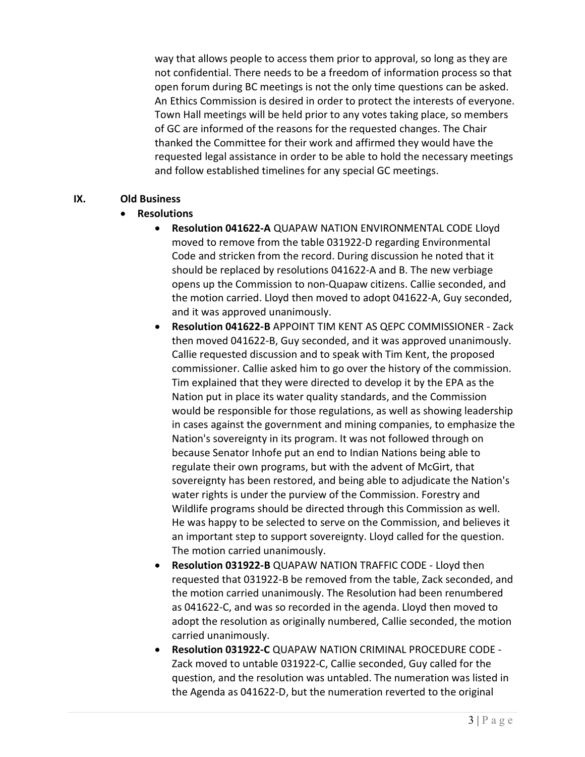way that allows people to access them prior to approval, so long as they are not confidential. There needs to be a freedom of information process so that open forum during BC meetings is not the only time questions can be asked. An Ethics Commission is desired in order to protect the interests of everyone. Town Hall meetings will be held prior to any votes taking place, so members of GC are informed of the reasons for the requested changes. The Chair thanked the Committee for their work and affirmed they would have the requested legal assistance in order to be able to hold the necessary meetings and follow established timelines for any special GC meetings.

## IX. Old Business

- **Resolutions**
  - **Resolution 041622-A** QUAPAW NATION ENVIRONMENTAL CODE Lloyd moved to remove from the table 031922-D regarding Environmental Code and stricken from the record. During discussion he noted that it should be replaced by resolutions 041622-A and B. The new verbiage opens up the Commission to non-Quapaw citizens. Callie seconded, and the motion carried. Lloyd then moved to adopt 041622-A, Guy seconded, and it was approved unanimously.
  - **Resolution 041622-B** APPOINT TIM KENT AS QEPC COMMISSIONER - Zack then moved 041622-B, Guy seconded, and it was approved unanimously. Callie requested discussion and to speak with Tim Kent, the proposed commissioner. Callie asked him to go over the history of the commission. Tim explained that they were directed to develop it by the EPA as the Nation put in place its water quality standards, and the Commission would be responsible for those regulations, as well as showing leadership in cases against the government and mining companies, to emphasize the Nation's sovereignty in its program. It was not followed through on because Senator Inhofe put an end to Indian Nations being able to regulate their own programs, but with the advent of McGirt, that sovereignty has been restored, and being able to adjudicate the Nation's water rights is under the purview of the Commission. Forestry and Wildlife programs should be directed through this Commission as well. He was happy to be selected to serve on the Commission, and believes it an important step to support sovereignty. Lloyd called for the question. The motion carried unanimously.
  - **Resolution 031922-B** QUAPAW NATION TRAFFIC CODE - Lloyd then requested that 031922-B be removed from the table, Zack seconded, and the motion carried unanimously. The Resolution had been renumbered as 041622-C, and was so recorded in the agenda. Lloyd then moved to adopt the resolution as originally numbered, Callie seconded, the motion carried unanimously.
  - **Resolution 031922-C** QUAPAW NATION CRIMINAL PROCEDURE CODE - Zack moved to untable 031922-C, Callie seconded, Guy called for the question, and the resolution was untabled. The numeration was listed in the Agenda as 041622-D, but the numeration reverted to the original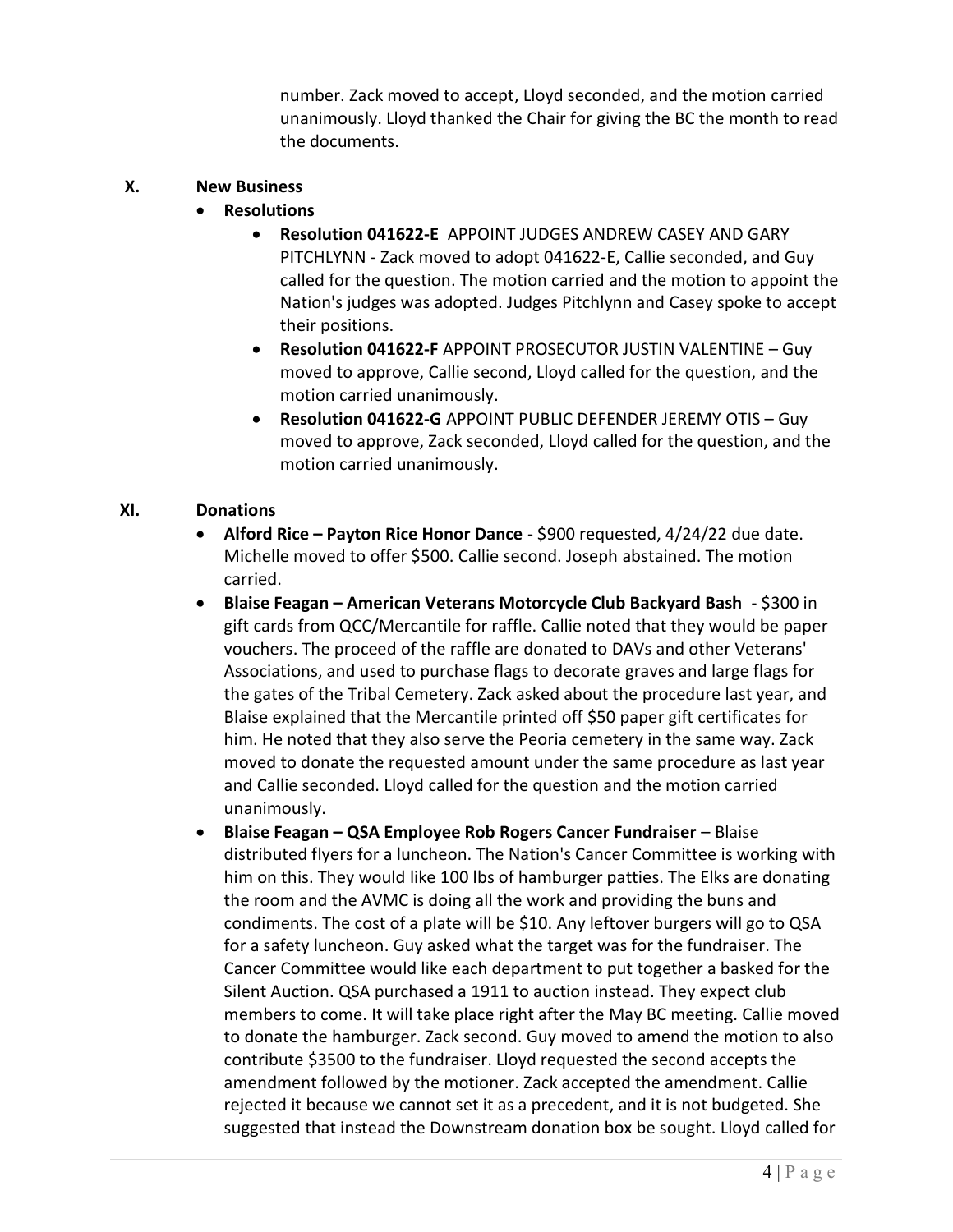number. Zack moved to accept, Lloyd seconded, and the motion carried unanimously. Lloyd thanked the Chair for giving the BC the month to read the documents.

## X. New Business

- **Resolutions**
  - **Resolution 041622-E** APPOINT JUDGES ANDREW CASEY AND GARY PITCHLYNN - Zack moved to adopt 041622-E, Callie seconded, and Guy called for the question. The motion carried and the motion to appoint the Nation's judges was adopted. Judges Pitchlynn and Casey spoke to accept their positions.
  - **Resolution 041622-F** APPOINT PROSECUTOR JUSTIN VALENTINE – Guy moved to approve, Callie second, Lloyd called for the question, and the motion carried unanimously.
  - **Resolution 041622-G** APPOINT PUBLIC DEFENDER JEREMY OTIS – Guy moved to approve, Zack seconded, Lloyd called for the question, and the motion carried unanimously.

## XI. Donations

- **Alford Rice – Payton Rice Honor Dance** - $900 requested, 4/24/22 due date. Michelle moved to offer $500. Callie second. Joseph abstained. The motion carried.
- **Blaise Feagan – American Veterans Motorcycle Club Backyard Bash** - $300 in gift cards from QCC/Mercantile for raffle. Callie noted that they would be paper vouchers. The proceed of the raffle are donated to DAVs and other Veterans' Associations, and used to purchase flags to decorate graves and large flags for the gates of the Tribal Cemetery. Zack asked about the procedure last year, and Blaise explained that the Mercantile printed off $50 paper gift certificates for him. He noted that they also serve the Peoria cemetery in the same way. Zack moved to donate the requested amount under the same procedure as last year and Callie seconded. Lloyd called for the question and the motion carried unanimously.
- **Blaise Feagan – QSA Employee Rob Rogers Cancer Fundraiser** – Blaise distributed flyers for a luncheon. The Nation's Cancer Committee is working with him on this. They would like 100 lbs of hamburger patties. The Elks are donating the room and the AVMC is doing all the work and providing the buns and condiments. The cost of a plate will be $10. Any leftover burgers will go to QSA for a safety luncheon. Guy asked what the target was for the fundraiser. The Cancer Committee would like each department to put together a basked for the Silent Auction. QSA purchased a 1911 to auction instead. They expect club members to come. It will take place right after the May BC meeting. Callie moved to donate the hamburger. Zack second. Guy moved to amend the motion to also contribute $3500 to the fundraiser. Lloyd requested the second accepts the amendment followed by the motioner. Zack accepted the amendment. Callie rejected it because we cannot set it as a precedent, and it is not budgeted. She suggested that instead the Downstream donation box be sought. Lloyd called for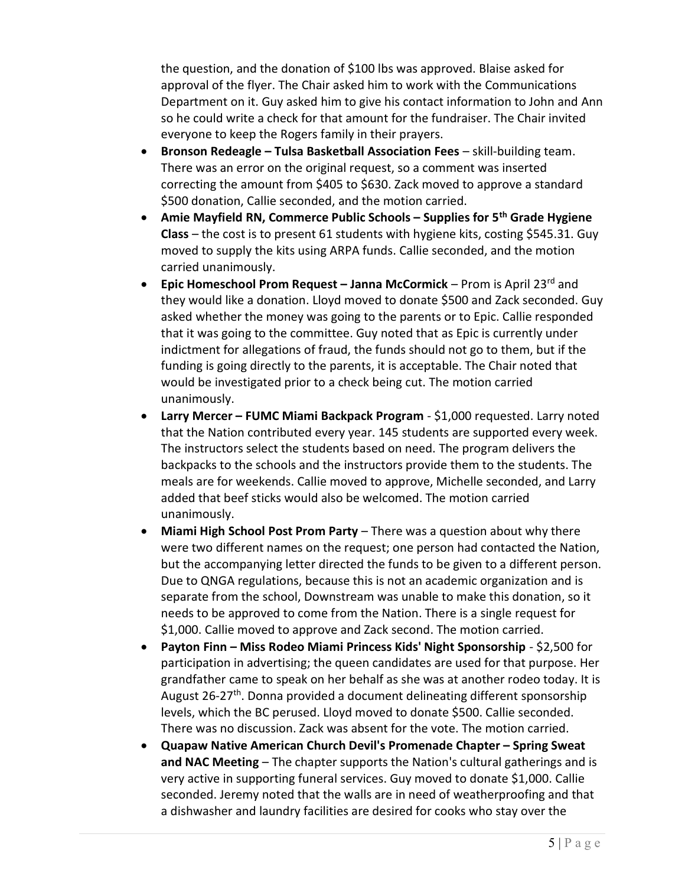the question, and the donation of $100 lbs was approved. Blaise asked for approval of the flyer. The Chair asked him to work with the Communications Department on it. Guy asked him to give his contact information to John and Ann so he could write a check for that amount for the fundraiser. The Chair invited everyone to keep the Rogers family in their prayers.

- **Bronson Redeagle – Tulsa Basketball Association Fees** – skill-building team. There was an error on the original request, so a comment was inserted correcting the amount from $405 to $630. Zack moved to approve a standard $500 donation, Callie seconded, and the motion carried.
- **Amie Mayfield RN, Commerce Public Schools – Supplies for 5th Grade Hygiene Class** – the cost is to present 61 students with hygiene kits, costing $545.31. Guy moved to supply the kits using ARPA funds. Callie seconded, and the motion carried unanimously.
- **Epic Homeschool Prom Request – Janna McCormick** – Prom is April 23rd and they would like a donation. Lloyd moved to donate $500 and Zack seconded. Guy asked whether the money was going to the parents or to Epic. Callie responded that it was going to the committee. Guy noted that as Epic is currently under indictment for allegations of fraud, the funds should not go to them, but if the funding is going directly to the parents, it is acceptable. The Chair noted that would be investigated prior to a check being cut. The motion carried unanimously.
- **Larry Mercer – FUMC Miami Backpack Program** - $1,000 requested. Larry noted that the Nation contributed every year. 145 students are supported every week. The instructors select the students based on need. The program delivers the backpacks to the schools and the instructors provide them to the students. The meals are for weekends. Callie moved to approve, Michelle seconded, and Larry added that beef sticks would also be welcomed. The motion carried unanimously.
- **Miami High School Post Prom Party** – There was a question about why there were two different names on the request; one person had contacted the Nation, but the accompanying letter directed the funds to be given to a different person. Due to QNGA regulations, because this is not an academic organization and is separate from the school, Downstream was unable to make this donation, so it needs to be approved to come from the Nation. There is a single request for $1,000. Callie moved to approve and Zack second. The motion carried.
- **Payton Finn – Miss Rodeo Miami Princess Kids' Night Sponsorship** - $2,500 for participation in advertising; the queen candidates are used for that purpose. Her grandfather came to speak on her behalf as she was at another rodeo today. It is August 26-27th. Donna provided a document delineating different sponsorship levels, which the BC perused. Lloyd moved to donate $500. Callie seconded. There was no discussion. Zack was absent for the vote. The motion carried.
- **Quapaw Native American Church Devil's Promenade Chapter – Spring Sweat and NAC Meeting** – The chapter supports the Nation's cultural gatherings and is very active in supporting funeral services. Guy moved to donate $1,000. Callie seconded. Jeremy noted that the walls are in need of weatherproofing and that a dishwasher and laundry facilities are desired for cooks who stay over the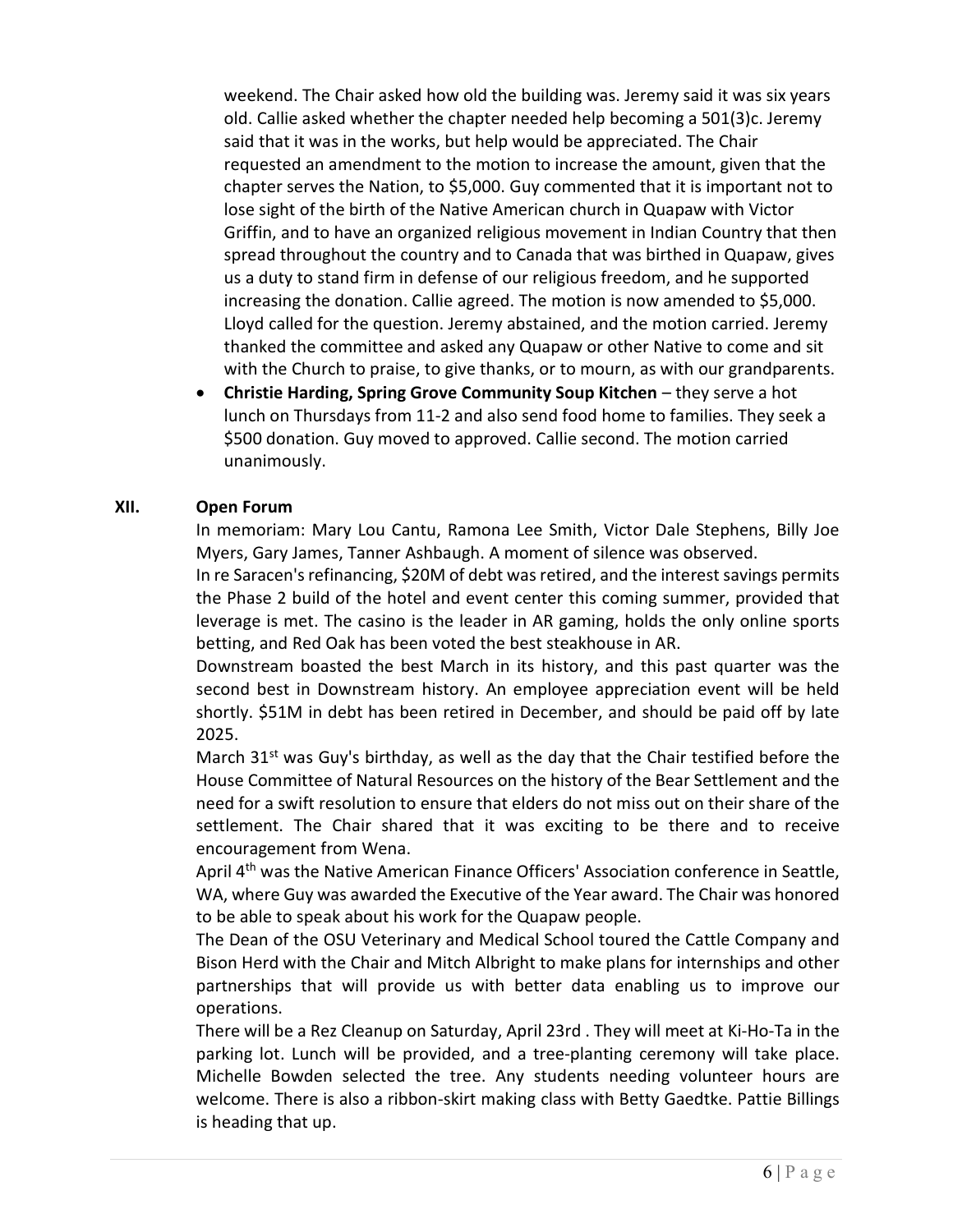weekend. The Chair asked how old the building was. Jeremy said it was six years old. Callie asked whether the chapter needed help becoming a 501(3)c. Jeremy said that it was in the works, but help would be appreciated. The Chair requested an amendment to the motion to increase the amount, given that the chapter serves the Nation, to $5,000. Guy commented that it is important not to lose sight of the birth of the Native American church in Quapaw with Victor Griffin, and to have an organized religious movement in Indian Country that then spread throughout the country and to Canada that was birthed in Quapaw, gives us a duty to stand firm in defense of our religious freedom, and he supported increasing the donation. Callie agreed. The motion is now amended to $5,000. Lloyd called for the question. Jeremy abstained, and the motion carried. Jeremy thanked the committee and asked any Quapaw or other Native to come and sit with the Church to praise, to give thanks, or to mourn, as with our grandparents.

- **Christie Harding, Spring Grove Community Soup Kitchen** – they serve a hot lunch on Thursdays from 11-2 and also send food home to families. They seek a $500 donation. Guy moved to approved. Callie second. The motion carried unanimously.

## XII. Open Forum

In memoriam: Mary Lou Cantu, Ramona Lee Smith, Victor Dale Stephens, Billy Joe Myers, Gary James, Tanner Ashbaugh. A moment of silence was observed.

In re Saracen's refinancing, $20M of debt was retired, and the interest savings permits the Phase 2 build of the hotel and event center this coming summer, provided that leverage is met. The casino is the leader in AR gaming, holds the only online sports betting, and Red Oak has been voted the best steakhouse in AR.

Downstream boasted the best March in its history, and this past quarter was the second best in Downstream history. An employee appreciation event will be held shortly. $51M in debt has been retired in December, and should be paid off by late 2025.

March 31st was Guy's birthday, as well as the day that the Chair testified before the House Committee of Natural Resources on the history of the Bear Settlement and the need for a swift resolution to ensure that elders do not miss out on their share of the settlement. The Chair shared that it was exciting to be there and to receive encouragement from Wena.

April 4th was the Native American Finance Officers' Association conference in Seattle, WA, where Guy was awarded the Executive of the Year award. The Chair was honored to be able to speak about his work for the Quapaw people.

The Dean of the OSU Veterinary and Medical School toured the Cattle Company and Bison Herd with the Chair and Mitch Albright to make plans for internships and other partnerships that will provide us with better data enabling us to improve our operations.

There will be a Rez Cleanup on Saturday, April 23rd . They will meet at Ki-Ho-Ta in the parking lot. Lunch will be provided, and a tree-planting ceremony will take place. Michelle Bowden selected the tree. Any students needing volunteer hours are welcome. There is also a ribbon-skirt making class with Betty Gaedtke. Pattie Billings is heading that up.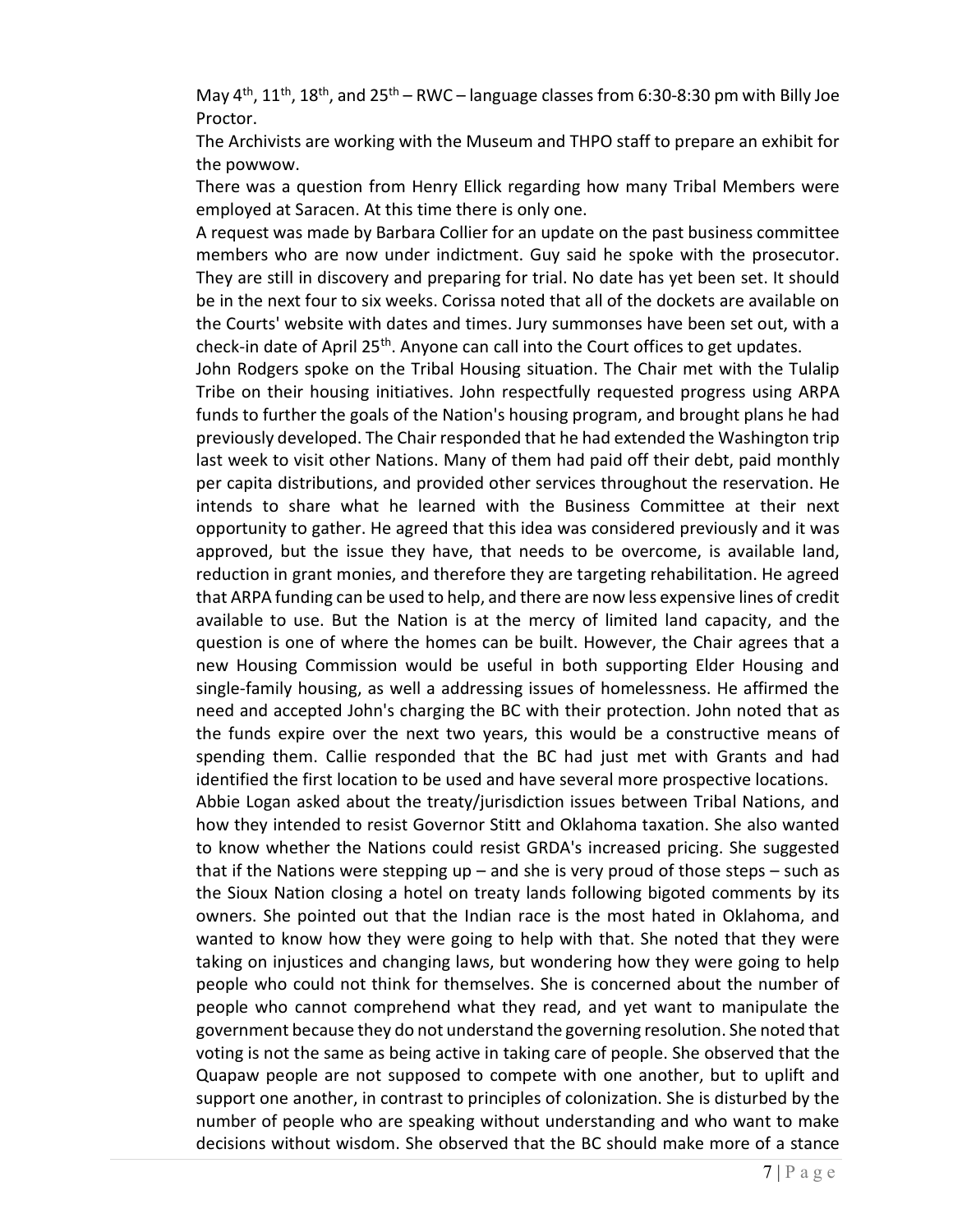May 4th, 11th, 18th, and 25th – RWC – language classes from 6:30-8:30 pm with Billy Joe Proctor.

The Archivists are working with the Museum and THPO staff to prepare an exhibit for the powwow.

There was a question from Henry Ellick regarding how many Tribal Members were employed at Saracen. At this time there is only one.

A request was made by Barbara Collier for an update on the past business committee members who are now under indictment. Guy said he spoke with the prosecutor. They are still in discovery and preparing for trial. No date has yet been set. It should be in the next four to six weeks. Corissa noted that all of the dockets are available on the Courts' website with dates and times. Jury summonses have been set out, with a check-in date of April 25th. Anyone can call into the Court offices to get updates.

John Rodgers spoke on the Tribal Housing situation. The Chair met with the Tulalip Tribe on their housing initiatives. John respectfully requested progress using ARPA funds to further the goals of the Nation's housing program, and brought plans he had previously developed. The Chair responded that he had extended the Washington trip last week to visit other Nations. Many of them had paid off their debt, paid monthly per capita distributions, and provided other services throughout the reservation. He intends to share what he learned with the Business Committee at their next opportunity to gather. He agreed that this idea was considered previously and it was approved, but the issue they have, that needs to be overcome, is available land, reduction in grant monies, and therefore they are targeting rehabilitation. He agreed that ARPA funding can be used to help, and there are now less expensive lines of credit available to use. But the Nation is at the mercy of limited land capacity, and the question is one of where the homes can be built. However, the Chair agrees that a new Housing Commission would be useful in both supporting Elder Housing and single-family housing, as well a addressing issues of homelessness. He affirmed the need and accepted John's charging the BC with their protection. John noted that as the funds expire over the next two years, this would be a constructive means of spending them. Callie responded that the BC had just met with Grants and had identified the first location to be used and have several more prospective locations.

Abbie Logan asked about the treaty/jurisdiction issues between Tribal Nations, and how they intended to resist Governor Stitt and Oklahoma taxation. She also wanted to know whether the Nations could resist GRDA's increased pricing. She suggested that if the Nations were stepping up – and she is very proud of those steps – such as the Sioux Nation closing a hotel on treaty lands following bigoted comments by its owners. She pointed out that the Indian race is the most hated in Oklahoma, and wanted to know how they were going to help with that. She noted that they were taking on injustices and changing laws, but wondering how they were going to help people who could not think for themselves. She is concerned about the number of people who cannot comprehend what they read, and yet want to manipulate the government because they do not understand the governing resolution. She noted that voting is not the same as being active in taking care of people. She observed that the Quapaw people are not supposed to compete with one another, but to uplift and support one another, in contrast to principles of colonization. She is disturbed by the number of people who are speaking without understanding and who want to make decisions without wisdom. She observed that the BC should make more of a stance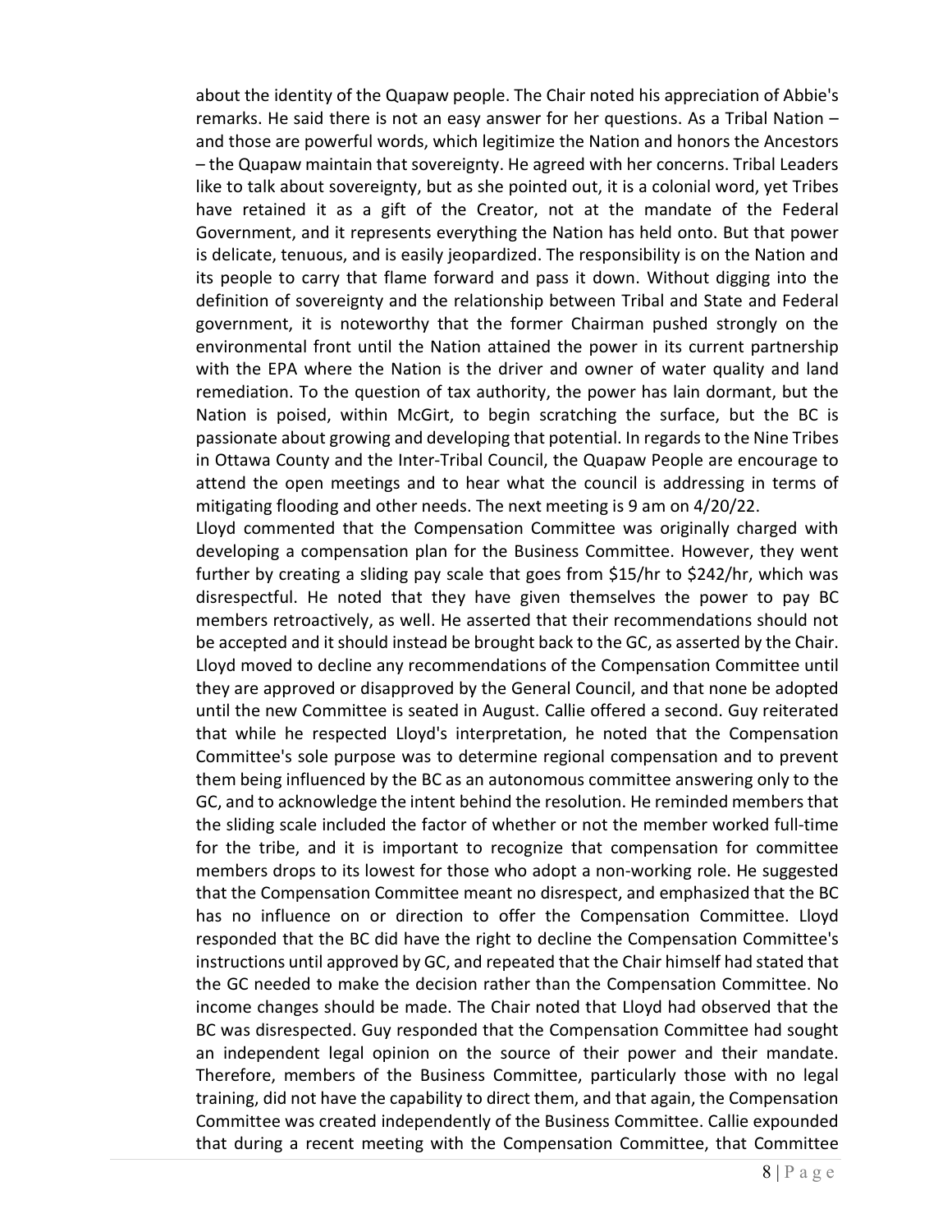about the identity of the Quapaw people. The Chair noted his appreciation of Abbie's remarks. He said there is not an easy answer for her questions. As a Tribal Nation – and those are powerful words, which legitimize the Nation and honors the Ancestors – the Quapaw maintain that sovereignty. He agreed with her concerns. Tribal Leaders like to talk about sovereignty, but as she pointed out, it is a colonial word, yet Tribes have retained it as a gift of the Creator, not at the mandate of the Federal Government, and it represents everything the Nation has held onto. But that power is delicate, tenuous, and is easily jeopardized. The responsibility is on the Nation and its people to carry that flame forward and pass it down. Without digging into the definition of sovereignty and the relationship between Tribal and State and Federal government, it is noteworthy that the former Chairman pushed strongly on the environmental front until the Nation attained the power in its current partnership with the EPA where the Nation is the driver and owner of water quality and land remediation. To the question of tax authority, the power has lain dormant, but the Nation is poised, within McGirt, to begin scratching the surface, but the BC is passionate about growing and developing that potential. In regards to the Nine Tribes in Ottawa County and the Inter-Tribal Council, the Quapaw People are encourage to attend the open meetings and to hear what the council is addressing in terms of mitigating flooding and other needs. The next meeting is 9 am on 4/20/22.

Lloyd commented that the Compensation Committee was originally charged with developing a compensation plan for the Business Committee. However, they went further by creating a sliding pay scale that goes from $15/hr to $242/hr, which was disrespectful. He noted that they have given themselves the power to pay BC members retroactively, as well. He asserted that their recommendations should not be accepted and it should instead be brought back to the GC, as asserted by the Chair. Lloyd moved to decline any recommendations of the Compensation Committee until they are approved or disapproved by the General Council, and that none be adopted until the new Committee is seated in August. Callie offered a second. Guy reiterated that while he respected Lloyd's interpretation, he noted that the Compensation Committee's sole purpose was to determine regional compensation and to prevent them being influenced by the BC as an autonomous committee answering only to the GC, and to acknowledge the intent behind the resolution. He reminded members that the sliding scale included the factor of whether or not the member worked full-time for the tribe, and it is important to recognize that compensation for committee members drops to its lowest for those who adopt a non-working role. He suggested that the Compensation Committee meant no disrespect, and emphasized that the BC has no influence on or direction to offer the Compensation Committee. Lloyd responded that the BC did have the right to decline the Compensation Committee's instructions until approved by GC, and repeated that the Chair himself had stated that the GC needed to make the decision rather than the Compensation Committee. No income changes should be made. The Chair noted that Lloyd had observed that the BC was disrespected. Guy responded that the Compensation Committee had sought an independent legal opinion on the source of their power and their mandate. Therefore, members of the Business Committee, particularly those with no legal training, did not have the capability to direct them, and that again, the Compensation Committee was created independently of the Business Committee. Callie expounded that during a recent meeting with the Compensation Committee, that Committee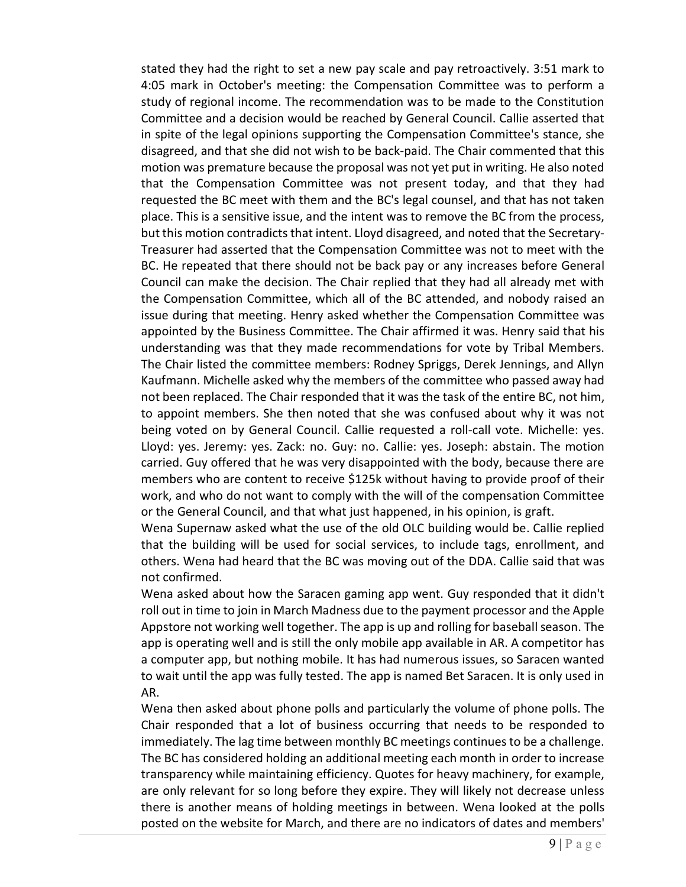stated they had the right to set a new pay scale and pay retroactively. 3:51 mark to 4:05 mark in October's meeting: the Compensation Committee was to perform a study of regional income. The recommendation was to be made to the Constitution Committee and a decision would be reached by General Council. Callie asserted that in spite of the legal opinions supporting the Compensation Committee's stance, she disagreed, and that she did not wish to be back-paid. The Chair commented that this motion was premature because the proposal was not yet put in writing. He also noted that the Compensation Committee was not present today, and that they had requested the BC meet with them and the BC's legal counsel, and that has not taken place. This is a sensitive issue, and the intent was to remove the BC from the process, but this motion contradicts that intent. Lloyd disagreed, and noted that the Secretary-Treasurer had asserted that the Compensation Committee was not to meet with the BC. He repeated that there should not be back pay or any increases before General Council can make the decision. The Chair replied that they had all already met with the Compensation Committee, which all of the BC attended, and nobody raised an issue during that meeting. Henry asked whether the Compensation Committee was appointed by the Business Committee. The Chair affirmed it was. Henry said that his understanding was that they made recommendations for vote by Tribal Members. The Chair listed the committee members: Rodney Spriggs, Derek Jennings, and Allyn Kaufmann. Michelle asked why the members of the committee who passed away had not been replaced. The Chair responded that it was the task of the entire BC, not him, to appoint members. She then noted that she was confused about why it was not being voted on by General Council. Callie requested a roll-call vote. Michelle: yes. Lloyd: yes. Jeremy: yes. Zack: no. Guy: no. Callie: yes. Joseph: abstain. The motion carried. Guy offered that he was very disappointed with the body, because there are members who are content to receive $125k without having to provide proof of their work, and who do not want to comply with the will of the compensation Committee or the General Council, and that what just happened, in his opinion, is graft.

Wena Supernaw asked what the use of the old OLC building would be. Callie replied that the building will be used for social services, to include tags, enrollment, and others. Wena had heard that the BC was moving out of the DDA. Callie said that was not confirmed.

Wena asked about how the Saracen gaming app went. Guy responded that it didn't roll out in time to join in March Madness due to the payment processor and the Apple Appstore not working well together. The app is up and rolling for baseball season. The app is operating well and is still the only mobile app available in AR. A competitor has a computer app, but nothing mobile. It has had numerous issues, so Saracen wanted to wait until the app was fully tested. The app is named Bet Saracen. It is only used in AR.

Wena then asked about phone polls and particularly the volume of phone polls. The Chair responded that a lot of business occurring that needs to be responded to immediately. The lag time between monthly BC meetings continues to be a challenge. The BC has considered holding an additional meeting each month in order to increase transparency while maintaining efficiency. Quotes for heavy machinery, for example, are only relevant for so long before they expire. They will likely not decrease unless there is another means of holding meetings in between. Wena looked at the polls posted on the website for March, and there are no indicators of dates and members'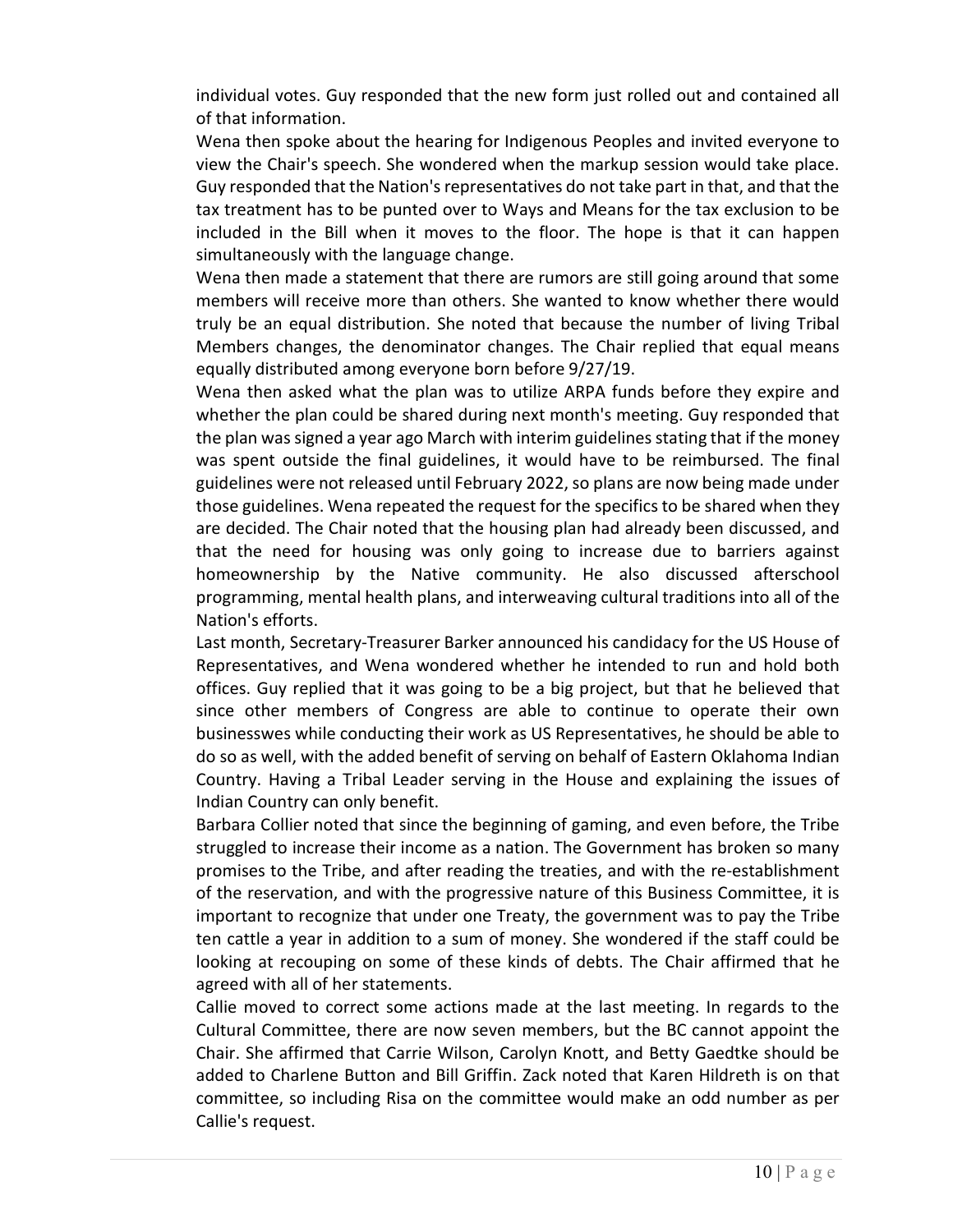individual votes. Guy responded that the new form just rolled out and contained all of that information.

Wena then spoke about the hearing for Indigenous Peoples and invited everyone to view the Chair's speech. She wondered when the markup session would take place. Guy responded that the Nation's representatives do not take part in that, and that the tax treatment has to be punted over to Ways and Means for the tax exclusion to be included in the Bill when it moves to the floor. The hope is that it can happen simultaneously with the language change.

Wena then made a statement that there are rumors are still going around that some members will receive more than others. She wanted to know whether there would truly be an equal distribution. She noted that because the number of living Tribal Members changes, the denominator changes. The Chair replied that equal means equally distributed among everyone born before 9/27/19.

Wena then asked what the plan was to utilize ARPA funds before they expire and whether the plan could be shared during next month's meeting. Guy responded that the plan was signed a year ago March with interim guidelines stating that if the money was spent outside the final guidelines, it would have to be reimbursed. The final guidelines were not released until February 2022, so plans are now being made under those guidelines. Wena repeated the request for the specifics to be shared when they are decided. The Chair noted that the housing plan had already been discussed, and that the need for housing was only going to increase due to barriers against homeownership by the Native community. He also discussed afterschool programming, mental health plans, and interweaving cultural traditions into all of the Nation's efforts.

Last month, Secretary-Treasurer Barker announced his candidacy for the US House of Representatives, and Wena wondered whether he intended to run and hold both offices. Guy replied that it was going to be a big project, but that he believed that since other members of Congress are able to continue to operate their own businesswes while conducting their work as US Representatives, he should be able to do so as well, with the added benefit of serving on behalf of Eastern Oklahoma Indian Country. Having a Tribal Leader serving in the House and explaining the issues of Indian Country can only benefit.

Barbara Collier noted that since the beginning of gaming, and even before, the Tribe struggled to increase their income as a nation. The Government has broken so many promises to the Tribe, and after reading the treaties, and with the re-establishment of the reservation, and with the progressive nature of this Business Committee, it is important to recognize that under one Treaty, the government was to pay the Tribe ten cattle a year in addition to a sum of money. She wondered if the staff could be looking at recouping on some of these kinds of debts. The Chair affirmed that he agreed with all of her statements.

Callie moved to correct some actions made at the last meeting. In regards to the Cultural Committee, there are now seven members, but the BC cannot appoint the Chair. She affirmed that Carrie Wilson, Carolyn Knott, and Betty Gaedtke should be added to Charlene Button and Bill Griffin. Zack noted that Karen Hildreth is on that committee, so including Risa on the committee would make an odd number as per Callie's request.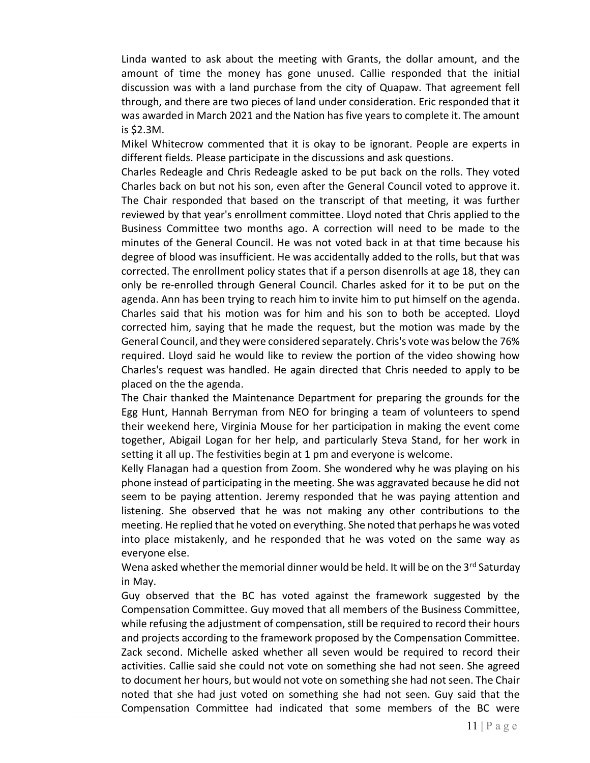Linda wanted to ask about the meeting with Grants, the dollar amount, and the amount of time the money has gone unused. Callie responded that the initial discussion was with a land purchase from the city of Quapaw. That agreement fell through, and there are two pieces of land under consideration. Eric responded that it was awarded in March 2021 and the Nation has five years to complete it. The amount is $2.3M.

Mikel Whitecrow commented that it is okay to be ignorant. People are experts in different fields. Please participate in the discussions and ask questions.

Charles Redeagle and Chris Redeagle asked to be put back on the rolls. They voted Charles back on but not his son, even after the General Council voted to approve it. The Chair responded that based on the transcript of that meeting, it was further reviewed by that year's enrollment committee. Lloyd noted that Chris applied to the Business Committee two months ago. A correction will need to be made to the minutes of the General Council. He was not voted back in at that time because his degree of blood was insufficient. He was accidentally added to the rolls, but that was corrected. The enrollment policy states that if a person disenrolls at age 18, they can only be re-enrolled through General Council. Charles asked for it to be put on the agenda. Ann has been trying to reach him to invite him to put himself on the agenda. Charles said that his motion was for him and his son to both be accepted. Lloyd corrected him, saying that he made the request, but the motion was made by the General Council, and they were considered separately. Chris's vote was below the 76% required. Lloyd said he would like to review the portion of the video showing how Charles's request was handled. He again directed that Chris needed to apply to be placed on the the agenda.

The Chair thanked the Maintenance Department for preparing the grounds for the Egg Hunt, Hannah Berryman from NEO for bringing a team of volunteers to spend their weekend here, Virginia Mouse for her participation in making the event come together, Abigail Logan for her help, and particularly Steva Stand, for her work in setting it all up. The festivities begin at 1 pm and everyone is welcome.

Kelly Flanagan had a question from Zoom. She wondered why he was playing on his phone instead of participating in the meeting. She was aggravated because he did not seem to be paying attention. Jeremy responded that he was paying attention and listening. She observed that he was not making any other contributions to the meeting. He replied that he voted on everything. She noted that perhaps he was voted into place mistakenly, and he responded that he was voted on the same way as everyone else.

Wena asked whether the memorial dinner would be held. It will be on the 3rd Saturday in May.

Guy observed that the BC has voted against the framework suggested by the Compensation Committee. Guy moved that all members of the Business Committee, while refusing the adjustment of compensation, still be required to record their hours and projects according to the framework proposed by the Compensation Committee. Zack second. Michelle asked whether all seven would be required to record their activities. Callie said she could not vote on something she had not seen. She agreed to document her hours, but would not vote on something she had not seen. The Chair noted that she had just voted on something she had not seen. Guy said that the Compensation Committee had indicated that some members of the BC were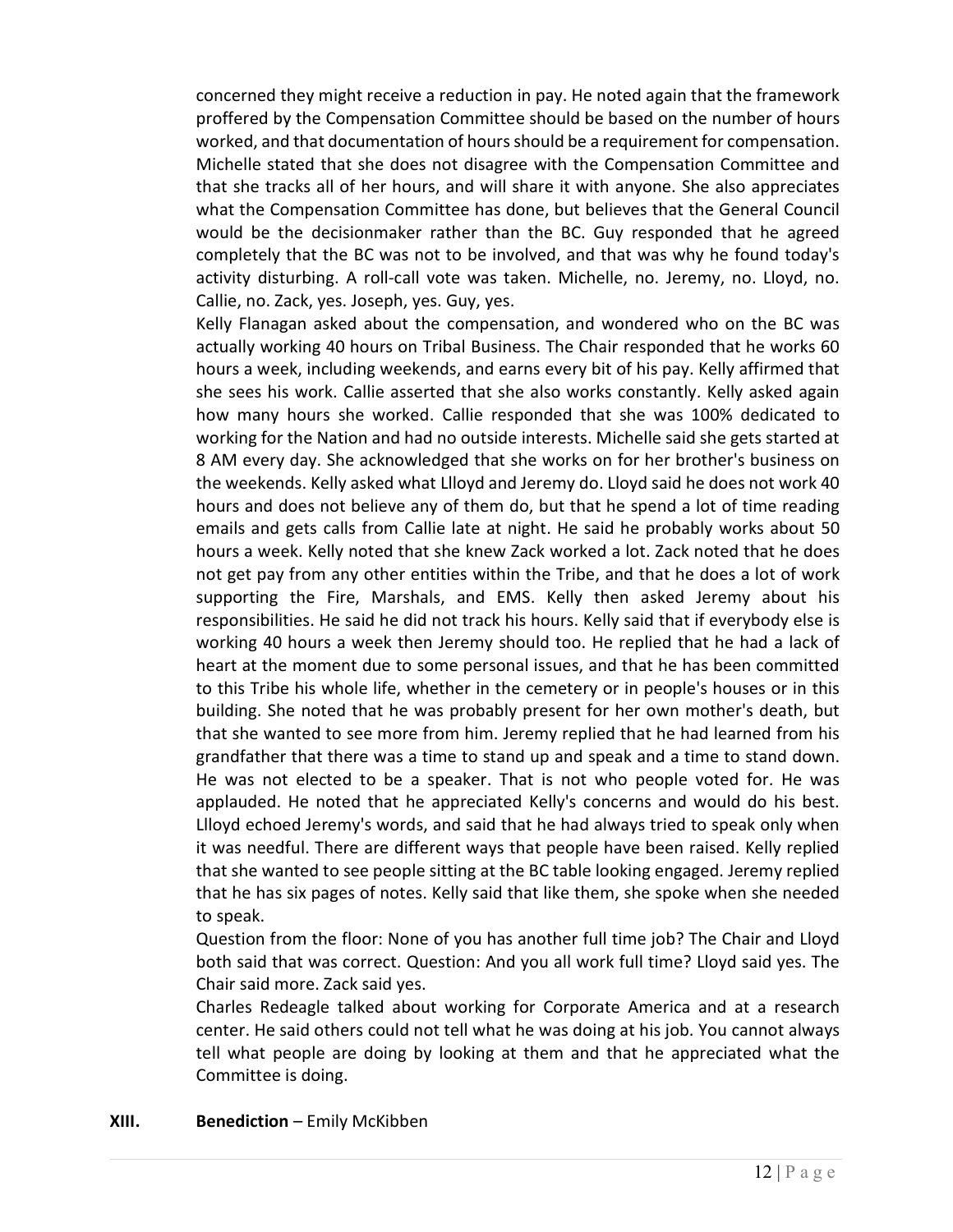concerned they might receive a reduction in pay. He noted again that the framework proffered by the Compensation Committee should be based on the number of hours worked, and that documentation of hours should be a requirement for compensation. Michelle stated that she does not disagree with the Compensation Committee and that she tracks all of her hours, and will share it with anyone. She also appreciates what the Compensation Committee has done, but believes that the General Council would be the decisionmaker rather than the BC. Guy responded that he agreed completely that the BC was not to be involved, and that was why he found today's activity disturbing. A roll-call vote was taken. Michelle, no. Jeremy, no. Lloyd, no. Callie, no. Zack, yes. Joseph, yes. Guy, yes.

Kelly Flanagan asked about the compensation, and wondered who on the BC was actually working 40 hours on Tribal Business. The Chair responded that he works 60 hours a week, including weekends, and earns every bit of his pay. Kelly affirmed that she sees his work. Callie asserted that she also works constantly. Kelly asked again how many hours she worked. Callie responded that she was 100% dedicated to working for the Nation and had no outside interests. Michelle said she gets started at 8 AM every day. She acknowledged that she works on for her brother's business on the weekends. Kelly asked what Llloyd and Jeremy do. Lloyd said he does not work 40 hours and does not believe any of them do, but that he spend a lot of time reading emails and gets calls from Callie late at night. He said he probably works about 50 hours a week. Kelly noted that she knew Zack worked a lot. Zack noted that he does not get pay from any other entities within the Tribe, and that he does a lot of work supporting the Fire, Marshals, and EMS. Kelly then asked Jeremy about his responsibilities. He said he did not track his hours. Kelly said that if everybody else is working 40 hours a week then Jeremy should too. He replied that he had a lack of heart at the moment due to some personal issues, and that he has been committed to this Tribe his whole life, whether in the cemetery or in people's houses or in this building. She noted that he was probably present for her own mother's death, but that she wanted to see more from him. Jeremy replied that he had learned from his grandfather that there was a time to stand up and speak and a time to stand down. He was not elected to be a speaker. That is not who people voted for. He was applauded. He noted that he appreciated Kelly's concerns and would do his best. Llloyd echoed Jeremy's words, and said that he had always tried to speak only when it was needful. There are different ways that people have been raised. Kelly replied that she wanted to see people sitting at the BC table looking engaged. Jeremy replied that he has six pages of notes. Kelly said that like them, she spoke when she needed to speak.

Question from the floor: None of you has another full time job? The Chair and Lloyd both said that was correct. Question: And you all work full time? Lloyd said yes. The Chair said more. Zack said yes.

Charles Redeagle talked about working for Corporate America and at a research center. He said others could not tell what he was doing at his job. You cannot always tell what people are doing by looking at them and that he appreciated what the Committee is doing.

**XIII. Benediction** – Emily McKibben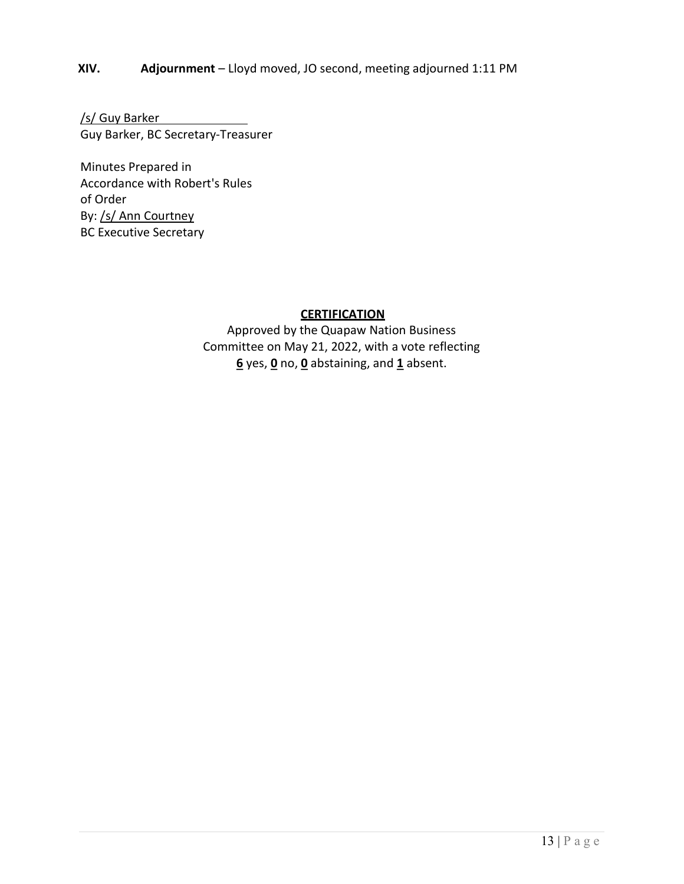**XIV.** **Adjournment** – Lloyd moved, JO second, meeting adjourned 1:11 PM

/s/ Guy Barker
Guy Barker, BC Secretary-Treasurer

Minutes Prepared in
Accordance with Robert's Rules
of Order
By: /s/ Ann Courtney
BC Executive Secretary

**CERTIFICATION**

Approved by the Quapaw Nation Business
Committee on May 21, 2022, with a vote reflecting
**6** yes, **0** no, **0** abstaining, and **1** absent.